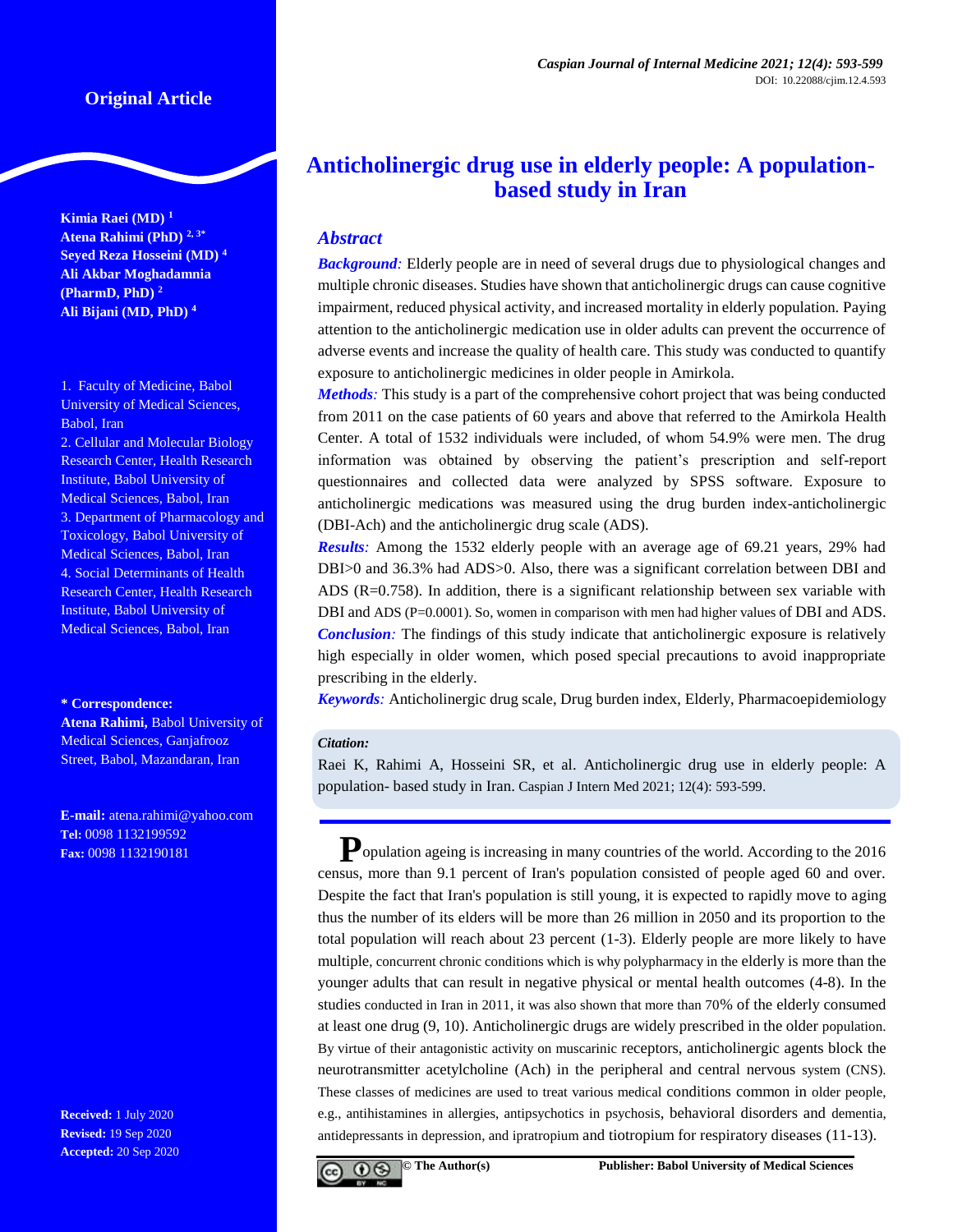Original Article

# Anticholinergic drug use in elderly people: A population-based study in Iran

Kimia Raei (MD) [1]
Atena Rahimi (PhD) [2, 3*]
Seyed Reza Hosseini (MD) [4]
Ali Akbar Moghadamnia (PharmD, PhD) [2]
Ali Bijani (MD, PhD) [4]

1. Faculty of Medicine, Babol University of Medical Sciences, Babol, Iran
2. Cellular and Molecular Biology Research Center, Health Research Institute, Babol University of Medical Sciences, Babol, Iran
3. Department of Pharmacology and Toxicology, Babol University of Medical Sciences, Babol, Iran
4. Social Determinants of Health Research Center, Health Research Institute, Babol University of Medical Sciences, Babol, Iran

**\* Correspondence:**
**Atena Rahimi,** Babol University of Medical Sciences, Ganjafrooz Street, Babol, Mazandaran, Iran

**E-mail:** atena.rahimi@yahoo.com
**Tel:** 0098 1132199592
**Fax:** 0098 1132190181

**Received:** 1 July 2020
**Revised:** 19 Sep 2020
**Accepted:** 20 Sep 2020

## Abstract

***Background:*** Elderly people are in need of several drugs due to physiological changes and multiple chronic diseases. Studies have shown that anticholinergic drugs can cause cognitive impairment, reduced physical activity, and increased mortality in elderly population. Paying attention to the anticholinergic medication use in older adults can prevent the occurrence of adverse events and increase the quality of health care. This study was conducted to quantify exposure to anticholinergic medicines in older people in Amirkola.

***Methods:*** This study is a part of the comprehensive cohort project that was being conducted from 2011 on the case patients of 60 years and above that referred to the Amirkola Health Center. A total of 1532 individuals were included, of whom 54.9% were men. The drug information was obtained by observing the patient's prescription and self-report questionnaires and collected data were analyzed by SPSS software. Exposure to anticholinergic medications was measured using the drug burden index-anticholinergic (DBI-Ach) and the anticholinergic drug scale (ADS).

***Results:*** Among the 1532 elderly people with an average age of 69.21 years, 29% had DBI>0 and 36.3% had ADS>0. Also, there was a significant correlation between DBI and ADS (R=0.758). In addition, there is a significant relationship between sex variable with DBI and ADS (P=0.0001). So, women in comparison with men had higher values of DBI and ADS.

***Conclusion:*** The findings of this study indicate that anticholinergic exposure is relatively high especially in older women, which posed special precautions to avoid inappropriate prescribing in the elderly.

***Keywords:*** Anticholinergic drug scale, Drug burden index, Elderly, Pharmacoepidemiology

***Citation:***
Raei K, Rahimi A, Hosseini SR, et al. Anticholinergic drug use in elderly people: A population- based study in Iran. Caspian J Intern Med 2021; 12(4): 593-599.

Population ageing is increasing in many countries of the world. According to the 2016 census, more than 9.1 percent of Iran's population consisted of people aged 60 and over. Despite the fact that Iran's population is still young, it is expected to rapidly move to aging thus the number of its elders will be more than 26 million in 2050 and its proportion to the total population will reach about 23 percent (1-3). Elderly people are more likely to have multiple, concurrent chronic conditions which is why polypharmacy in the elderly is more than the younger adults that can result in negative physical or mental health outcomes (4-8). In the studies conducted in Iran in 2011, it was also shown that more than 70% of the elderly consumed at least one drug (9, 10). Anticholinergic drugs are widely prescribed in the older population. By virtue of their antagonistic activity on muscarinic receptors, anticholinergic agents block the neurotransmitter acetylcholine (Ach) in the peripheral and central nervous system (CNS). These classes of medicines are used to treat various medical conditions common in older people, e.g., antihistamines in allergies, antipsychotics in psychosis, behavioral disorders and dementia, antidepressants in depression, and ipratropium and tiotropium for respiratory diseases (11-13).

© The Author(s) Publisher: Babol University of Medical Sciences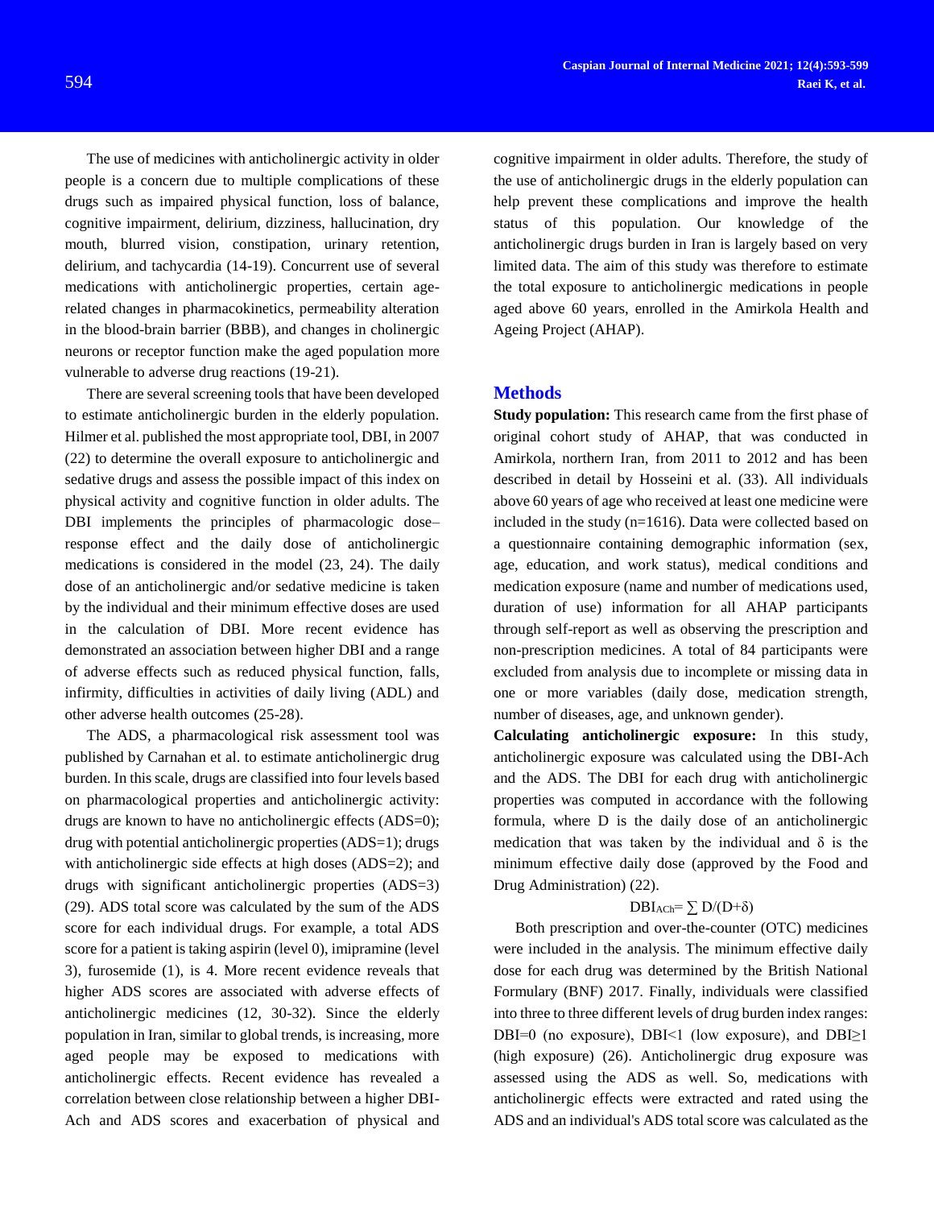The use of medicines with anticholinergic activity in older people is a concern due to multiple complications of these drugs such as impaired physical function, loss of balance, cognitive impairment, delirium, dizziness, hallucination, dry mouth, blurred vision, constipation, urinary retention, delirium, and tachycardia (14-19). Concurrent use of several medications with anticholinergic properties, certain age-related changes in pharmacokinetics, permeability alteration in the blood-brain barrier (BBB), and changes in cholinergic neurons or receptor function make the aged population more vulnerable to adverse drug reactions (19-21).

There are several screening tools that have been developed to estimate anticholinergic burden in the elderly population. Hilmer et al. published the most appropriate tool, DBI, in 2007 (22) to determine the overall exposure to anticholinergic and sedative drugs and assess the possible impact of this index on physical activity and cognitive function in older adults. The DBI implements the principles of pharmacologic dose–response effect and the daily dose of anticholinergic medications is considered in the model (23, 24). The daily dose of an anticholinergic and/or sedative medicine is taken by the individual and their minimum effective doses are used in the calculation of DBI. More recent evidence has demonstrated an association between higher DBI and a range of adverse effects such as reduced physical function, falls, infirmity, difficulties in activities of daily living (ADL) and other adverse health outcomes (25-28).

The ADS, a pharmacological risk assessment tool was published by Carnahan et al. to estimate anticholinergic drug burden. In this scale, drugs are classified into four levels based on pharmacological properties and anticholinergic activity: drugs are known to have no anticholinergic effects (ADS=0); drug with potential anticholinergic properties (ADS=1); drugs with anticholinergic side effects at high doses (ADS=2); and drugs with significant anticholinergic properties (ADS=3) (29). ADS total score was calculated by the sum of the ADS score for each individual drugs. For example, a total ADS score for a patient is taking aspirin (level 0), imipramine (level 3), furosemide (1), is 4. More recent evidence reveals that higher ADS scores are associated with adverse effects of anticholinergic medicines (12, 30-32). Since the elderly population in Iran, similar to global trends, is increasing, more aged people may be exposed to medications with anticholinergic effects. Recent evidence has revealed a correlation between close relationship between a higher DBI-Ach and ADS scores and exacerbation of physical and cognitive impairment in older adults. Therefore, the study of the use of anticholinergic drugs in the elderly population can help prevent these complications and improve the health status of this population. Our knowledge of the anticholinergic drugs burden in Iran is largely based on very limited data. The aim of this study was therefore to estimate the total exposure to anticholinergic medications in people aged above 60 years, enrolled in the Amirkola Health and Ageing Project (AHAP).

## Methods

**Study population:** This research came from the first phase of original cohort study of AHAP, that was conducted in Amirkola, northern Iran, from 2011 to 2012 and has been described in detail by Hosseini et al. (33). All individuals above 60 years of age who received at least one medicine were included in the study (n=1616). Data were collected based on a questionnaire containing demographic information (sex, age, education, and work status), medical conditions and medication exposure (name and number of medications used, duration of use) information for all AHAP participants through self-report as well as observing the prescription and non-prescription medicines. A total of 84 participants were excluded from analysis due to incomplete or missing data in one or more variables (daily dose, medication strength, number of diseases, age, and unknown gender).

**Calculating anticholinergic exposure:** In this study, anticholinergic exposure was calculated using the DBI-Ach and the ADS. The DBI for each drug with anticholinergic properties was computed in accordance with the following formula, where D is the daily dose of an anticholinergic medication that was taken by the individual and δ is the minimum effective daily dose (approved by the Food and Drug Administration) (22).

$$DBI_{ACh} = \sum D/(D+\delta)$$

Both prescription and over-the-counter (OTC) medicines were included in the analysis. The minimum effective daily dose for each drug was determined by the British National Formulary (BNF) 2017. Finally, individuals were classified into three to three different levels of drug burden index ranges: DBI=0 (no exposure), DBI<1 (low exposure), and DBI≥1 (high exposure) (26). Anticholinergic drug exposure was assessed using the ADS as well. So, medications with anticholinergic effects were extracted and rated using the ADS and an individual's ADS total score was calculated as the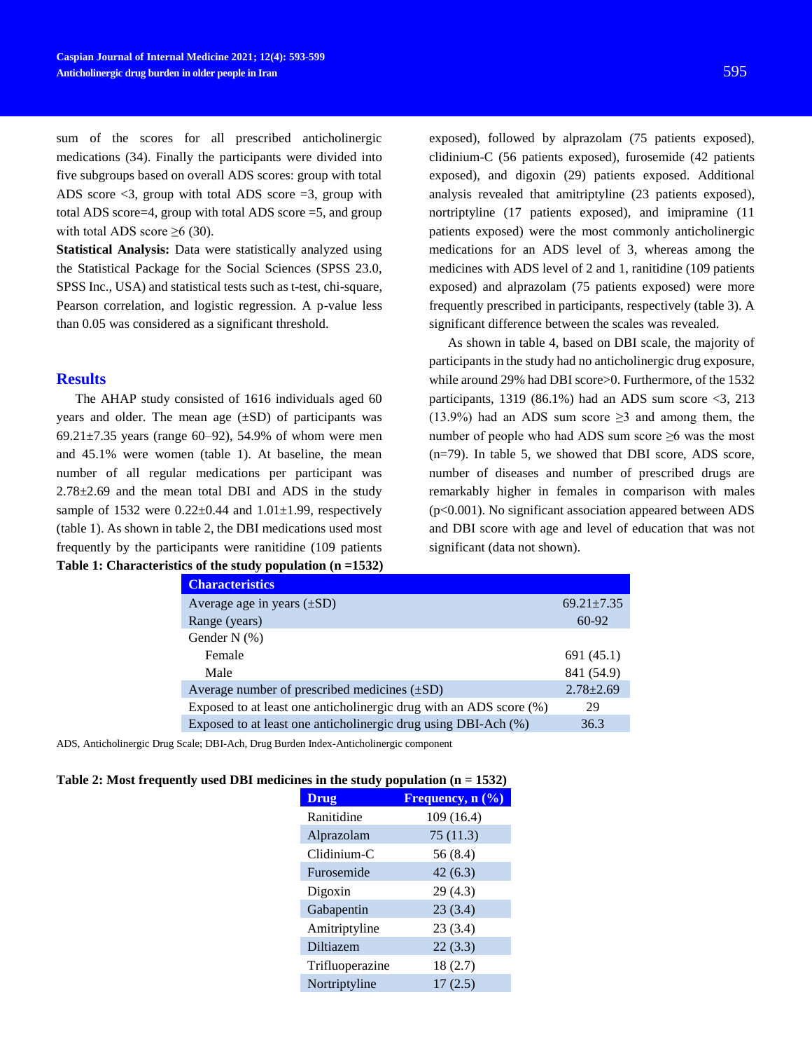sum of the scores for all prescribed anticholinergic medications (34). Finally the participants were divided into five subgroups based on overall ADS scores: group with total ADS score <3, group with total ADS score =3, group with total ADS score=4, group with total ADS score =5, and group with total ADS score ≥6 (30).

**Statistical Analysis:** Data were statistically analyzed using the Statistical Package for the Social Sciences (SPSS 23.0, SPSS Inc., USA) and statistical tests such as t-test, chi-square, Pearson correlation, and logistic regression. A p-value less than 0.05 was considered as a significant threshold.

## Results

The AHAP study consisted of 1616 individuals aged 60 years and older. The mean age (±SD) of participants was 69.21±7.35 years (range 60–92), 54.9% of whom were men and 45.1% were women (table 1). At baseline, the mean number of all regular medications per participant was 2.78±2.69 and the mean total DBI and ADS in the study sample of 1532 were 0.22±0.44 and 1.01±1.99, respectively (table 1). As shown in table 2, the DBI medications used most frequently by the participants were ranitidine (109 patients exposed), followed by alprazolam (75 patients exposed), clidinium-C (56 patients exposed), furosemide (42 patients exposed), and digoxin (29) patients exposed. Additional analysis revealed that amitriptyline (23 patients exposed), nortriptyline (17 patients exposed), and imipramine (11 patients exposed) were the most commonly anticholinergic medications for an ADS level of 3, whereas among the medicines with ADS level of 2 and 1, ranitidine (109 patients exposed) and alprazolam (75 patients exposed) were more frequently prescribed in participants, respectively (table 3). A significant difference between the scales was revealed.

As shown in table 4, based on DBI scale, the majority of participants in the study had no anticholinergic drug exposure, while around 29% had DBI score>0. Furthermore, of the 1532 participants, 1319 (86.1%) had an ADS sum score <3, 213 (13.9%) had an ADS sum score ≥3 and among them, the number of people who had ADS sum score ≥6 was the most (n=79). In table 5, we showed that DBI score, ADS score, number of diseases and number of prescribed drugs are remarkably higher in females in comparison with males ($p<0.001$). No significant association appeared between ADS and DBI score with age and level of education that was not significant (data not shown).

**Table 1: Characteristics of the study population (n =1532)**

| Characteristics | |
|---|---|
| Average age in years (±SD) | 69.21±7.35 |
| Range (years) | 60-92 |
| Gender N (%) | |
| Female | 691 (45.1) |
| Male | 841 (54.9) |
| Average number of prescribed medicines (±SD) | 2.78±2.69 |
| Exposed to at least one anticholinergic drug with an ADS score (%) | 29 |
| Exposed to at least one anticholinergic drug using DBI-Ach (%) | 36.3 |

ADS, Anticholinergic Drug Scale; DBI-Ach, Drug Burden Index-Anticholinergic component

**Table 2: Most frequently used DBI medicines in the study population (n = 1532)**

| Drug | Frequency, n (%) |
|---|---|
| Ranitidine | 109 (16.4) |
| Alprazolam | 75 (11.3) |
| Clidinium-C | 56 (8.4) |
| Furosemide | 42 (6.3) |
| Digoxin | 29 (4.3) |
| Gabapentin | 23 (3.4) |
| Amitriptyline | 23 (3.4) |
| Diltiazem | 22 (3.3) |
| Trifluoperazine | 18 (2.7) |
| Nortriptyline | 17 (2.5) |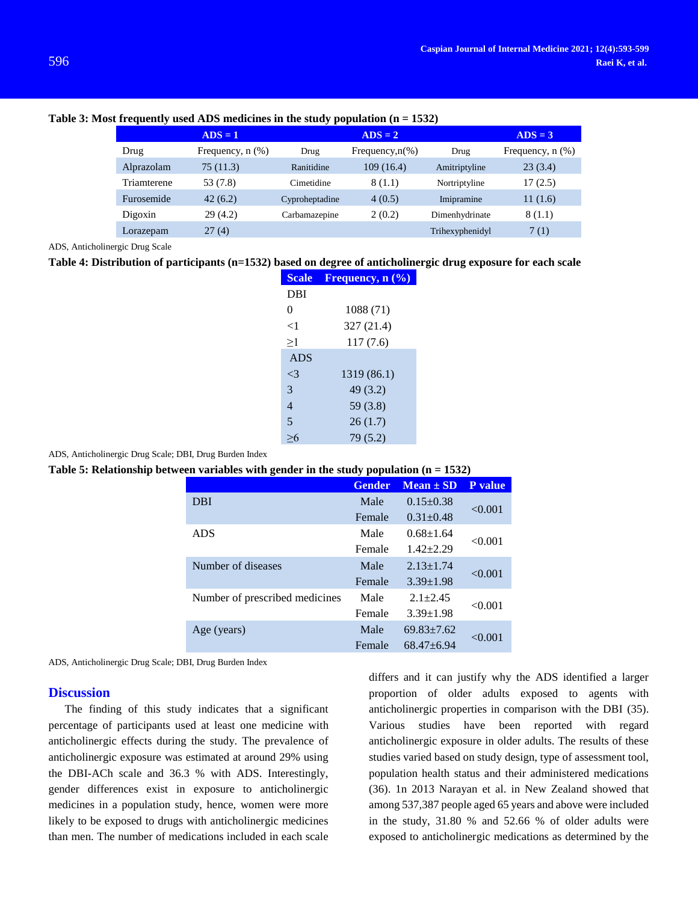**Table 3: Most frequently used ADS medicines in the study population (n = 1532)**

| ADS = 1 | | ADS = 2 | | ADS = 3 | |
|---|---|---|---|---|---|
| Drug | Frequency, n (%) | Drug | Frequency,n(%) | Drug | Frequency, n (%) |
| Alprazolam | 75 (11.3) | Ranitidine | 109 (16.4) | Amitriptyline | 23 (3.4) |
| Triamterene | 53 (7.8) | Cimetidine | 8 (1.1) | Nortriptyline | 17 (2.5) |
| Furosemide | 42 (6.2) | Cyproheptadine | 4 (0.5) | Imipramine | 11 (1.6) |
| Digoxin | 29 (4.2) | Carbamazepine | 2 (0.2) | Dimenhydrinate | 8 (1.1) |
| Lorazepam | 27 (4) | | | Trihexyphenidyl | 7 (1) |

ADS, Anticholinergic Drug Scale

**Table 4: Distribution of participants (n=1532) based on degree of anticholinergic drug exposure for each scale**

| Scale | Frequency, n (%) |
|---|---|
| DBI | |
| 0 | 1088 (71) |
| <1 | 327 (21.4) |
| ≥1 | 117 (7.6) |
| ADS | |
| <3 | 1319 (86.1) |
| 3 | 49 (3.2) |
| 4 | 59 (3.8) |
| 5 | 26 (1.7) |
| ≥6 | 79 (5.2) |

ADS, Anticholinergic Drug Scale; DBI, Drug Burden Index

**Table 5: Relationship between variables with gender in the study population (n = 1532)**

| | Gender | Mean ± SD | P value |
|---|---|---|---|
| DBI | Male | 0.15±0.38 | <0.001 |
| | Female | 0.31±0.48 | |
| ADS | Male | 0.68±1.64 | <0.001 |
| | Female | 1.42±2.29 | |
| Number of diseases | Male | 2.13±1.74 | <0.001 |
| | Female | 3.39±1.98 | |
| Number of prescribed medicines | Male | 2.1±2.45 | <0.001 |
| | Female | 3.39±1.98 | |
| Age (years) | Male | 69.83±7.62 | <0.001 |
| | Female | 68.47±6.94 | |

ADS, Anticholinergic Drug Scale; DBI, Drug Burden Index

## Discussion

The finding of this study indicates that a significant percentage of participants used at least one medicine with anticholinergic effects during the study. The prevalence of anticholinergic exposure was estimated at around 29% using the DBI-ACh scale and 36.3 % with ADS. Interestingly, gender differences exist in exposure to anticholinergic medicines in a population study, hence, women were more likely to be exposed to drugs with anticholinergic medicines than men. The number of medications included in each scale differs and it can justify why the ADS identified a larger proportion of older adults exposed to agents with anticholinergic properties in comparison with the DBI (35). Various studies have been reported with regard anticholinergic exposure in older adults. The results of these studies varied based on study design, type of assessment tool, population health status and their administered medications (36). 1n 2013 Narayan et al. in New Zealand showed that among 537,387 people aged 65 years and above were included in the study, 31.80 % and 52.66 % of older adults were exposed to anticholinergic medications as determined by the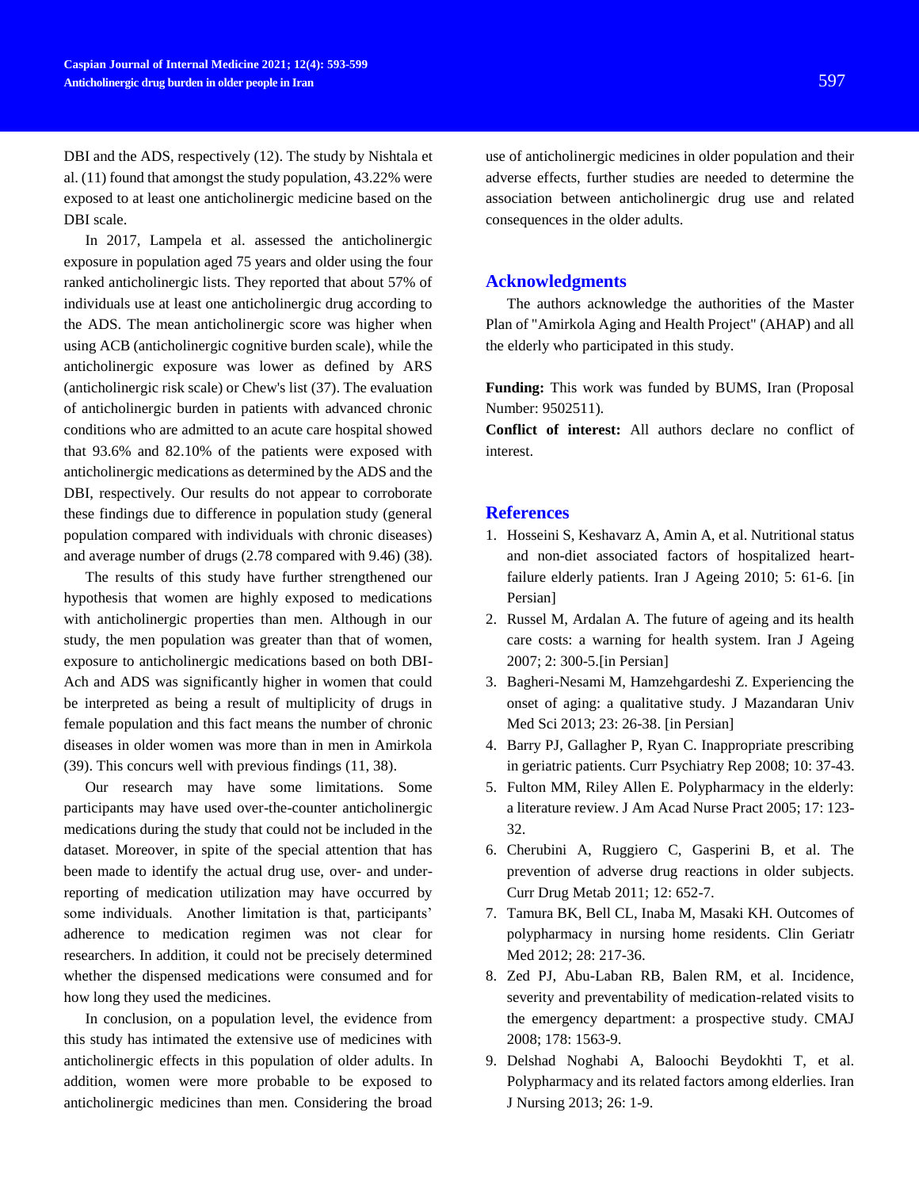DBI and the ADS, respectively (12). The study by Nishtala et al. (11) found that amongst the study population, 43.22% were exposed to at least one anticholinergic medicine based on the DBI scale.

In 2017, Lampela et al. assessed the anticholinergic exposure in population aged 75 years and older using the four ranked anticholinergic lists. They reported that about 57% of individuals use at least one anticholinergic drug according to the ADS. The mean anticholinergic score was higher when using ACB (anticholinergic cognitive burden scale), while the anticholinergic exposure was lower as defined by ARS (anticholinergic risk scale) or Chew's list (37). The evaluation of anticholinergic burden in patients with advanced chronic conditions who are admitted to an acute care hospital showed that 93.6% and 82.10% of the patients were exposed with anticholinergic medications as determined by the ADS and the DBI, respectively. Our results do not appear to corroborate these findings due to difference in population study (general population compared with individuals with chronic diseases) and average number of drugs (2.78 compared with 9.46) (38).

The results of this study have further strengthened our hypothesis that women are highly exposed to medications with anticholinergic properties than men. Although in our study, the men population was greater than that of women, exposure to anticholinergic medications based on both DBI-Ach and ADS was significantly higher in women that could be interpreted as being a result of multiplicity of drugs in female population and this fact means the number of chronic diseases in older women was more than in men in Amirkola (39). This concurs well with previous findings (11, 38).

Our research may have some limitations. Some participants may have used over-the-counter anticholinergic medications during the study that could not be included in the dataset. Moreover, in spite of the special attention that has been made to identify the actual drug use, over- and under-reporting of medication utilization may have occurred by some individuals. Another limitation is that, participants' adherence to medication regimen was not clear for researchers. In addition, it could not be precisely determined whether the dispensed medications were consumed and for how long they used the medicines.

In conclusion, on a population level, the evidence from this study has intimated the extensive use of medicines with anticholinergic effects in this population of older adults. In addition, women were more probable to be exposed to anticholinergic medicines than men. Considering the broad use of anticholinergic medicines in older population and their adverse effects, further studies are needed to determine the association between anticholinergic drug use and related consequences in the older adults.

## Acknowledgments

The authors acknowledge the authorities of the Master Plan of "Amirkola Aging and Health Project" (AHAP) and all the elderly who participated in this study.

**Funding:** This work was funded by BUMS, Iran (Proposal Number: 9502511).

**Conflict of interest:** All authors declare no conflict of interest.

## References

1. Hosseini S, Keshavarz A, Amin A, et al. Nutritional status and non-diet associated factors of hospitalized heart-failure elderly patients. Iran J Ageing 2010; 5: 61-6. [in Persian]
2. Russel M, Ardalan A. The future of ageing and its health care costs: a warning for health system. Iran J Ageing 2007; 2: 300-5.[in Persian]
3. Bagheri-Nesami M, Hamzehgardeshi Z. Experiencing the onset of aging: a qualitative study. J Mazandaran Univ Med Sci 2013; 23: 26-38. [in Persian]
4. Barry PJ, Gallagher P, Ryan C. Inappropriate prescribing in geriatric patients. Curr Psychiatry Rep 2008; 10: 37-43.
5. Fulton MM, Riley Allen E. Polypharmacy in the elderly: a literature review. J Am Acad Nurse Pract 2005; 17: 123-32.
6. Cherubini A, Ruggiero C, Gasperini B, et al. The prevention of adverse drug reactions in older subjects. Curr Drug Metab 2011; 12: 652-7.
7. Tamura BK, Bell CL, Inaba M, Masaki KH. Outcomes of polypharmacy in nursing home residents. Clin Geriatr Med 2012; 28: 217-36.
8. Zed PJ, Abu-Laban RB, Balen RM, et al. Incidence, severity and preventability of medication-related visits to the emergency department: a prospective study. CMAJ 2008; 178: 1563-9.
9. Delshad Noghabi A, Baloochi Beydokhti T, et al. Polypharmacy and its related factors among elderlies. Iran J Nursing 2013; 26: 1-9.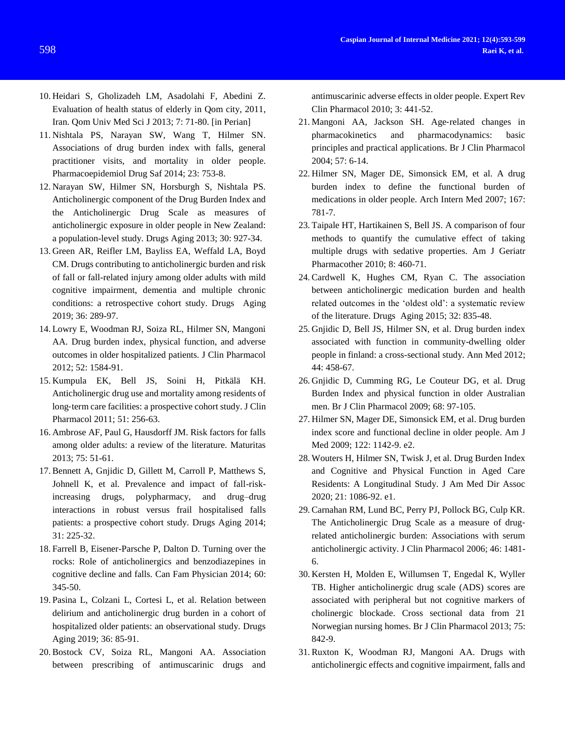10. Heidari S, Gholizadeh LM, Asadolahi F, Abedini Z. Evaluation of health status of elderly in Qom city, 2011, Iran. Qom Univ Med Sci J 2013; 7: 71-80. [in Perian]
11. Nishtala PS, Narayan SW, Wang T, Hilmer SN. Associations of drug burden index with falls, general practitioner visits, and mortality in older people. Pharmacoepidemiol Drug Saf 2014; 23: 753-8.
12. Narayan SW, Hilmer SN, Horsburgh S, Nishtala PS. Anticholinergic component of the Drug Burden Index and the Anticholinergic Drug Scale as measures of anticholinergic exposure in older people in New Zealand: a population-level study. Drugs Aging 2013; 30: 927-34.
13. Green AR, Reifler LM, Bayliss EA, Weffald LA, Boyd CM. Drugs contributing to anticholinergic burden and risk of fall or fall-related injury among older adults with mild cognitive impairment, dementia and multiple chronic conditions: a retrospective cohort study. Drugs Aging 2019; 36: 289-97.
14. Lowry E, Woodman RJ, Soiza RL, Hilmer SN, Mangoni AA. Drug burden index, physical function, and adverse outcomes in older hospitalized patients. J Clin Pharmacol 2012; 52: 1584-91.
15. Kumpula EK, Bell JS, Soini H, Pitkälä KH. Anticholinergic drug use and mortality among residents of long‐term care facilities: a prospective cohort study. J Clin Pharmacol 2011; 51: 256-63.
16. Ambrose AF, Paul G, Hausdorff JM. Risk factors for falls among older adults: a review of the literature. Maturitas 2013; 75: 51-61.
17. Bennett A, Gnjidic D, Gillett M, Carroll P, Matthews S, Johnell K, et al. Prevalence and impact of fall-risk-increasing drugs, polypharmacy, and drug–drug interactions in robust versus frail hospitalised falls patients: a prospective cohort study. Drugs Aging 2014; 31: 225-32.
18. Farrell B, Eisener-Parsche P, Dalton D. Turning over the rocks: Role of anticholinergics and benzodiazepines in cognitive decline and falls. Can Fam Physician 2014; 60: 345-50.
19. Pasina L, Colzani L, Cortesi L, et al. Relation between delirium and anticholinergic drug burden in a cohort of hospitalized older patients: an observational study. Drugs Aging 2019; 36: 85-91.
20. Bostock CV, Soiza RL, Mangoni AA. Association between prescribing of antimuscarinic drugs and antimuscarinic adverse effects in older people. Expert Rev Clin Pharmacol 2010; 3: 441-52.
21. Mangoni AA, Jackson SH. Age-related changes in pharmacokinetics and pharmacodynamics: basic principles and practical applications. Br J Clin Pharmacol 2004; 57: 6-14.
22. Hilmer SN, Mager DE, Simonsick EM, et al. A drug burden index to define the functional burden of medications in older people. Arch Intern Med 2007; 167: 781-7.
23. Taipale HT, Hartikainen S, Bell JS. A comparison of four methods to quantify the cumulative effect of taking multiple drugs with sedative properties. Am J Geriatr Pharmacother 2010; 8: 460-71.
24. Cardwell K, Hughes CM, Ryan C. The association between anticholinergic medication burden and health related outcomes in the 'oldest old': a systematic review of the literature. Drugs Aging 2015; 32: 835-48.
25. Gnjidic D, Bell JS, Hilmer SN, et al. Drug burden index associated with function in community-dwelling older people in finland: a cross-sectional study. Ann Med 2012; 44: 458-67.
26. Gnjidic D, Cumming RG, Le Couteur DG, et al. Drug Burden Index and physical function in older Australian men. Br J Clin Pharmacol 2009; 68: 97-105.
27. Hilmer SN, Mager DE, Simonsick EM, et al. Drug burden index score and functional decline in older people. Am J Med 2009; 122: 1142-9. e2.
28. Wouters H, Hilmer SN, Twisk J, et al. Drug Burden Index and Cognitive and Physical Function in Aged Care Residents: A Longitudinal Study. J Am Med Dir Assoc 2020; 21: 1086-92. e1.
29. Carnahan RM, Lund BC, Perry PJ, Pollock BG, Culp KR. The Anticholinergic Drug Scale as a measure of drug-related anticholinergic burden: Associations with serum anticholinergic activity. J Clin Pharmacol 2006; 46: 1481-6.
30. Kersten H, Molden E, Willumsen T, Engedal K, Wyller TB. Higher anticholinergic drug scale (ADS) scores are associated with peripheral but not cognitive markers of cholinergic blockade. Cross sectional data from 21 Norwegian nursing homes. Br J Clin Pharmacol 2013; 75: 842-9.
31. Ruxton K, Woodman RJ, Mangoni AA. Drugs with anticholinergic effects and cognitive impairment, falls and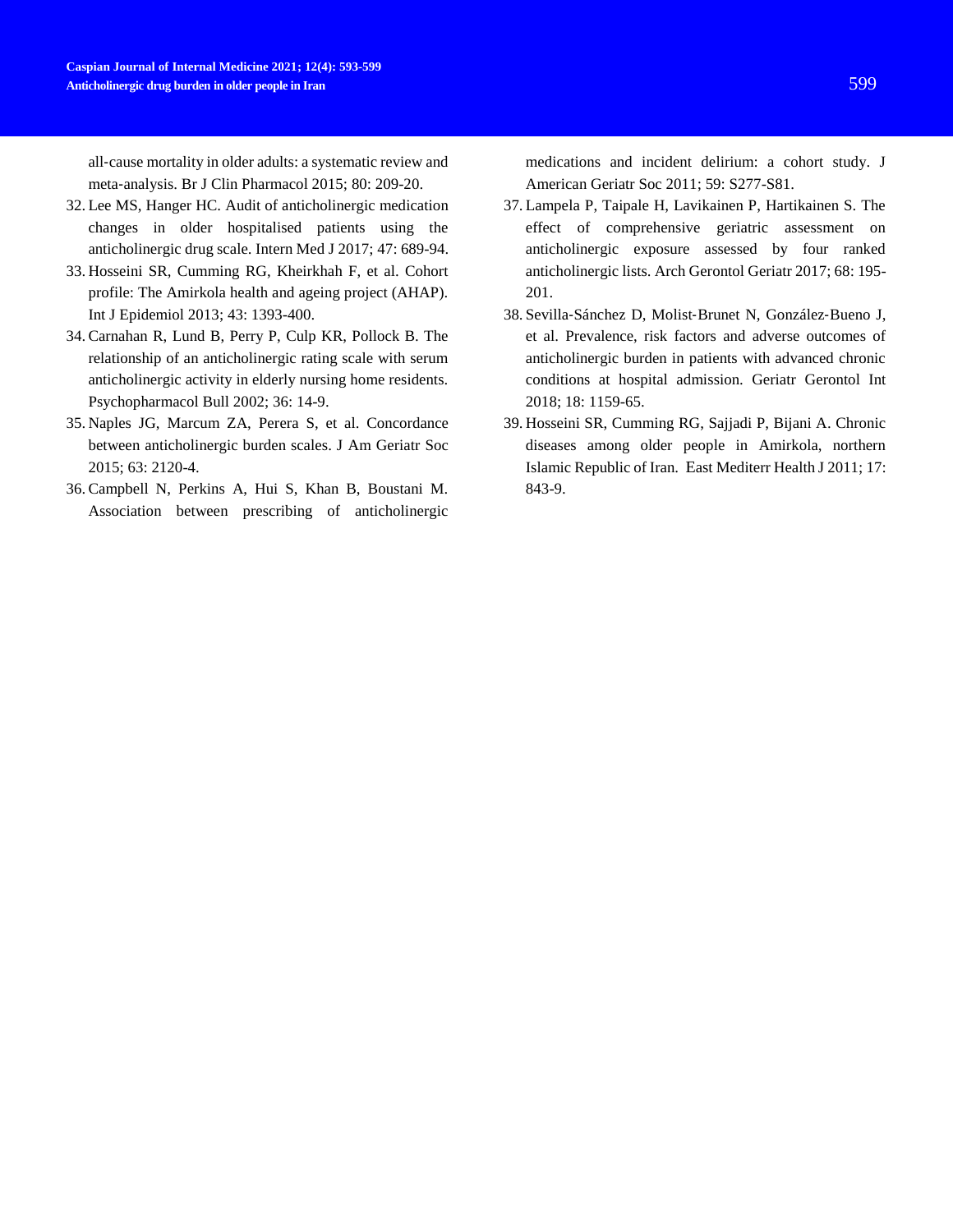all-cause mortality in older adults: a systematic review and meta-analysis. Br J Clin Pharmacol 2015; 80: 209-20.

32. Lee MS, Hanger HC. Audit of anticholinergic medication changes in older hospitalised patients using the anticholinergic drug scale. Intern Med J 2017; 47: 689-94.
33. Hosseini SR, Cumming RG, Kheirkhah F, et al. Cohort profile: The Amirkola health and ageing project (AHAP). Int J Epidemiol 2013; 43: 1393-400.
34. Carnahan R, Lund B, Perry P, Culp KR, Pollock B. The relationship of an anticholinergic rating scale with serum anticholinergic activity in elderly nursing home residents. Psychopharmacol Bull 2002; 36: 14-9.
35. Naples JG, Marcum ZA, Perera S, et al. Concordance between anticholinergic burden scales. J Am Geriatr Soc 2015; 63: 2120-4.
36. Campbell N, Perkins A, Hui S, Khan B, Boustani M. Association between prescribing of anticholinergic medications and incident delirium: a cohort study. J American Geriatr Soc 2011; 59: S277-S81.
37. Lampela P, Taipale H, Lavikainen P, Hartikainen S. The effect of comprehensive geriatric assessment on anticholinergic exposure assessed by four ranked anticholinergic lists. Arch Gerontol Geriatr 2017; 68: 195-201.
38. Sevilla-Sánchez D, Molist-Brunet N, González-Bueno J, et al. Prevalence, risk factors and adverse outcomes of anticholinergic burden in patients with advanced chronic conditions at hospital admission. Geriatr Gerontol Int 2018; 18: 1159-65.
39. Hosseini SR, Cumming RG, Sajjadi P, Bijani A. Chronic diseases among older people in Amirkola, northern Islamic Republic of Iran. East Mediterr Health J 2011; 17: 843-9.